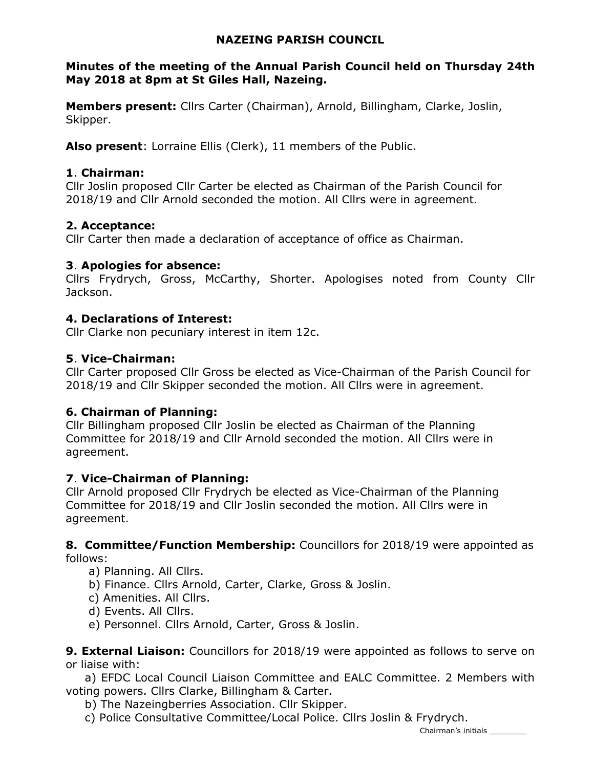# NAZEING PARISH COUNCIL

**Minutes of the meeting of the Annual Parish Council held on Thursday 24th May 2018 at 8pm at St Giles Hall, Nazeing.**

**Members present:** Cllrs Carter (Chairman), Arnold, Billingham, Clarke, Joslin, Skipper.

**Also present**: Lorraine Ellis (Clerk), 11 members of the Public.

**1**. **Chairman:**
Cllr Joslin proposed Cllr Carter be elected as Chairman of the Parish Council for 2018/19 and Cllr Arnold seconded the motion. All Cllrs were in agreement.

**2. Acceptance:**
Cllr Carter then made a declaration of acceptance of office as Chairman.

**3**. **Apologies for absence:**
Cllrs Frydrych, Gross, McCarthy, Shorter. Apologises noted from County Cllr Jackson.

**4. Declarations of Interest:**
Cllr Clarke non pecuniary interest in item 12c.

**5**. **Vice-Chairman:**
Cllr Carter proposed Cllr Gross be elected as Vice-Chairman of the Parish Council for 2018/19 and Cllr Skipper seconded the motion. All Cllrs were in agreement.

**6. Chairman of Planning:**
Cllr Billingham proposed Cllr Joslin be elected as Chairman of the Planning Committee for 2018/19 and Cllr Arnold seconded the motion. All Cllrs were in agreement.

**7**. **Vice-Chairman of Planning:**
Cllr Arnold proposed Cllr Frydrych be elected as Vice-Chairman of the Planning Committee for 2018/19 and Cllr Joslin seconded the motion. All Cllrs were in agreement.

**8. Committee/Function Membership:** Councillors for 2018/19 were appointed as follows:

a) Planning. All Cllrs.
b) Finance. Cllrs Arnold, Carter, Clarke, Gross & Joslin.
c) Amenities. All Cllrs.
d) Events. All Cllrs.
e) Personnel. Cllrs Arnold, Carter, Gross & Joslin.

**9. External Liaison:** Councillors for 2018/19 were appointed as follows to serve on or liaise with:

a) EFDC Local Council Liaison Committee and EALC Committee. 2 Members with voting powers. Cllrs Clarke, Billingham & Carter.
b) The Nazeingberries Association. Cllr Skipper.
c) Police Consultative Committee/Local Police. Cllrs Joslin & Frydrych.

Chairman's initials ________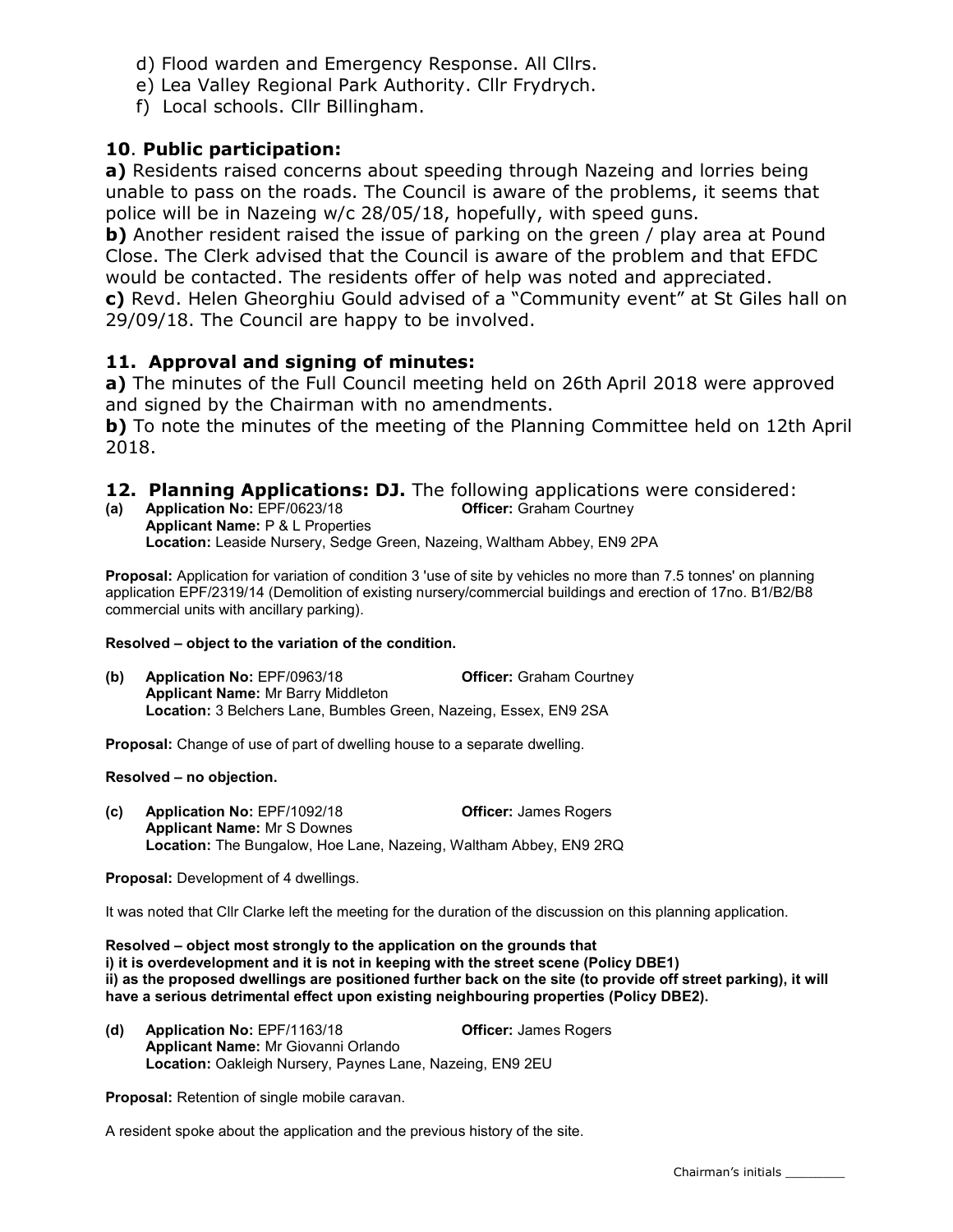d) Flood warden and Emergency Response. All Cllrs.
e) Lea Valley Regional Park Authority. Cllr Frydrych.
f) Local schools. Cllr Billingham.

## 10. Public participation:

**a)** Residents raised concerns about speeding through Nazeing and lorries being unable to pass on the roads. The Council is aware of the problems, it seems that police will be in Nazeing w/c 28/05/18, hopefully, with speed guns.
**b)** Another resident raised the issue of parking on the green / play area at Pound Close. The Clerk advised that the Council is aware of the problem and that EFDC would be contacted. The residents offer of help was noted and appreciated.
**c)** Revd. Helen Gheorghiu Gould advised of a "Community event" at St Giles hall on 29/09/18. The Council are happy to be involved.

## 11. Approval and signing of minutes:

**a)** The minutes of the Full Council meeting held on 26th April 2018 were approved and signed by the Chairman with no amendments.
**b)** To note the minutes of the meeting of the Planning Committee held on 12th April 2018.

## 12. Planning Applications: DJ. The following applications were considered:

**(a) Application No:** EPF/0623/18 **Officer:** Graham Courtney
**Applicant Name:** P & L Properties
**Location:** Leaside Nursery, Sedge Green, Nazeing, Waltham Abbey, EN9 2PA

**Proposal:** Application for variation of condition 3 'use of site by vehicles no more than 7.5 tonnes' on planning application EPF/2319/14 (Demolition of existing nursery/commercial buildings and erection of 17no. B1/B2/B8 commercial units with ancillary parking).

**Resolved – object to the variation of the condition.**

**(b) Application No:** EPF/0963/18 **Officer:** Graham Courtney
**Applicant Name:** Mr Barry Middleton
**Location:** 3 Belchers Lane, Bumbles Green, Nazeing, Essex, EN9 2SA

**Proposal:** Change of use of part of dwelling house to a separate dwelling.

**Resolved – no objection.**

**(c) Application No:** EPF/1092/18 **Officer:** James Rogers
**Applicant Name:** Mr S Downes
**Location:** The Bungalow, Hoe Lane, Nazeing, Waltham Abbey, EN9 2RQ

**Proposal:** Development of 4 dwellings.

It was noted that Cllr Clarke left the meeting for the duration of the discussion on this planning application.

**Resolved – object most strongly to the application on the grounds that**
**i) it is overdevelopment and it is not in keeping with the street scene (Policy DBE1)**
**ii) as the proposed dwellings are positioned further back on the site (to provide off street parking), it will have a serious detrimental effect upon existing neighbouring properties (Policy DBE2).**

**(d) Application No:** EPF/1163/18 **Officer:** James Rogers
**Applicant Name:** Mr Giovanni Orlando
**Location:** Oakleigh Nursery, Paynes Lane, Nazeing, EN9 2EU

**Proposal:** Retention of single mobile caravan.

A resident spoke about the application and the previous history of the site.

Chairman's initials ________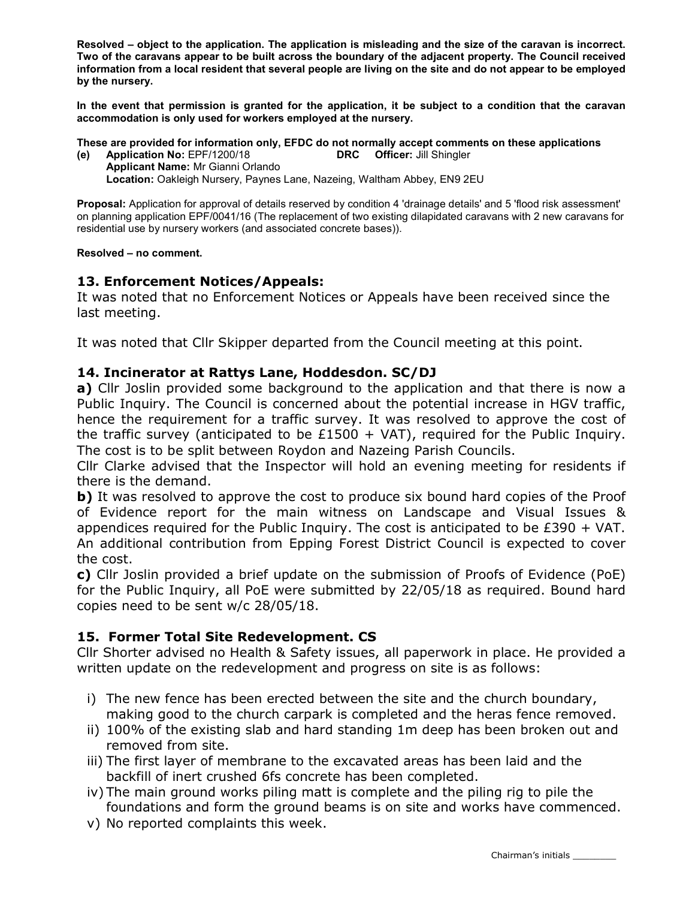**Resolved – object to the application. The application is misleading and the size of the caravan is incorrect. Two of the caravans appear to be built across the boundary of the adjacent property. The Council received information from a local resident that several people are living on the site and do not appear to be employed by the nursery.**

**In the event that permission is granted for the application, it be subject to a condition that the caravan accommodation is only used for workers employed at the nursery.**

**These are provided for information only, EFDC do not normally accept comments on these applications**

**(e) Application No:** EPF/1200/18 **DRC Officer:** Jill Shingler
**Applicant Name:** Mr Gianni Orlando
**Location:** Oakleigh Nursery, Paynes Lane, Nazeing, Waltham Abbey, EN9 2EU

**Proposal:** Application for approval of details reserved by condition 4 'drainage details' and 5 'flood risk assessment' on planning application EPF/0041/16 (The replacement of two existing dilapidated caravans with 2 new caravans for residential use by nursery workers (and associated concrete bases)).

**Resolved – no comment.**

## 13. Enforcement Notices/Appeals:

It was noted that no Enforcement Notices or Appeals have been received since the last meeting.

It was noted that Cllr Skipper departed from the Council meeting at this point.

## 14. Incinerator at Rattys Lane, Hoddesdon. SC/DJ

**a)** Cllr Joslin provided some background to the application and that there is now a Public Inquiry. The Council is concerned about the potential increase in HGV traffic, hence the requirement for a traffic survey. It was resolved to approve the cost of the traffic survey (anticipated to be £1500 + VAT), required for the Public Inquiry. The cost is to be split between Roydon and Nazeing Parish Councils.

Cllr Clarke advised that the Inspector will hold an evening meeting for residents if there is the demand.

**b)** It was resolved to approve the cost to produce six bound hard copies of the Proof of Evidence report for the main witness on Landscape and Visual Issues & appendices required for the Public Inquiry. The cost is anticipated to be £390 + VAT. An additional contribution from Epping Forest District Council is expected to cover the cost.

**c)** Cllr Joslin provided a brief update on the submission of Proofs of Evidence (PoE) for the Public Inquiry, all PoE were submitted by 22/05/18 as required. Bound hard copies need to be sent w/c 28/05/18.

## 15. Former Total Site Redevelopment. CS

Cllr Shorter advised no Health & Safety issues, all paperwork in place. He provided a written update on the redevelopment and progress on site is as follows:

i) The new fence has been erected between the site and the church boundary, making good to the church carpark is completed and the heras fence removed.
ii) 100% of the existing slab and hard standing 1m deep has been broken out and removed from site.
iii) The first layer of membrane to the excavated areas has been laid and the backfill of inert crushed 6fs concrete has been completed.
iv) The main ground works piling matt is complete and the piling rig to pile the foundations and form the ground beams is on site and works have commenced.
v) No reported complaints this week.

Chairman's initials ________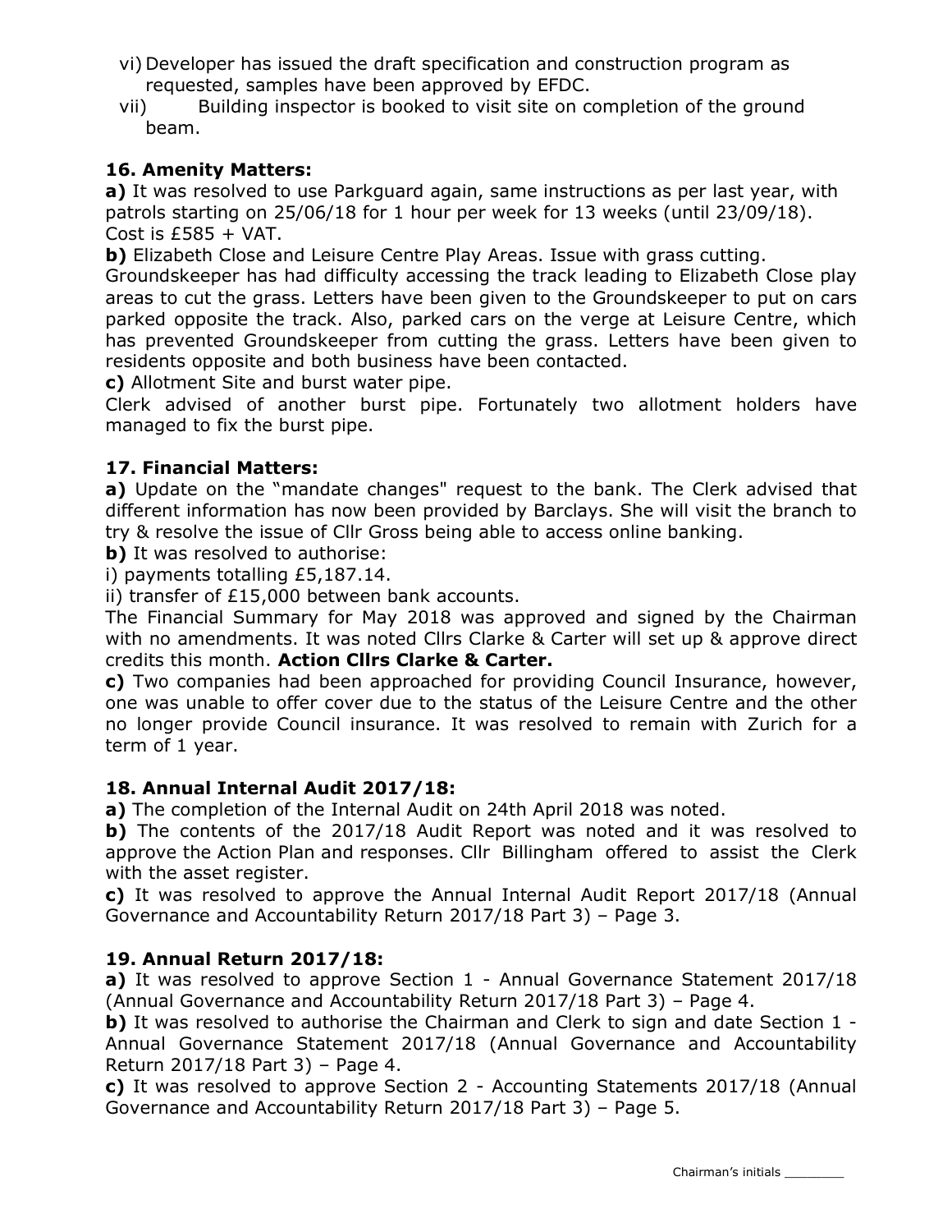vi) Developer has issued the draft specification and construction program as requested, samples have been approved by EFDC.

vii) Building inspector is booked to visit site on completion of the ground beam.

**16. Amenity Matters:**

**a)** It was resolved to use Parkguard again, same instructions as per last year, with patrols starting on 25/06/18 for 1 hour per week for 13 weeks (until 23/09/18). Cost is £585 + VAT.

**b)** Elizabeth Close and Leisure Centre Play Areas. Issue with grass cutting. Groundskeeper has had difficulty accessing the track leading to Elizabeth Close play areas to cut the grass. Letters have been given to the Groundskeeper to put on cars parked opposite the track. Also, parked cars on the verge at Leisure Centre, which has prevented Groundskeeper from cutting the grass. Letters have been given to residents opposite and both business have been contacted.

**c)** Allotment Site and burst water pipe.
Clerk advised of another burst pipe. Fortunately two allotment holders have managed to fix the burst pipe.

**17. Financial Matters:**

**a)** Update on the "mandate changes" request to the bank. The Clerk advised that different information has now been provided by Barclays. She will visit the branch to try & resolve the issue of Cllr Gross being able to access online banking.

**b)** It was resolved to authorise:

i) payments totalling £5,187.14.

ii) transfer of £15,000 between bank accounts.

The Financial Summary for May 2018 was approved and signed by the Chairman with no amendments. It was noted Cllrs Clarke & Carter will set up & approve direct credits this month. **Action Cllrs Clarke & Carter.**

**c)** Two companies had been approached for providing Council Insurance, however, one was unable to offer cover due to the status of the Leisure Centre and the other no longer provide Council insurance. It was resolved to remain with Zurich for a term of 1 year.

**18. Annual Internal Audit 2017/18:**

**a)** The completion of the Internal Audit on 24th April 2018 was noted.

**b)** The contents of the 2017/18 Audit Report was noted and it was resolved to approve the Action Plan and responses. Cllr Billingham offered to assist the Clerk with the asset register.

**c)** It was resolved to approve the Annual Internal Audit Report 2017/18 (Annual Governance and Accountability Return 2017/18 Part 3) – Page 3.

**19. Annual Return 2017/18:**

**a)** It was resolved to approve Section 1 - Annual Governance Statement 2017/18 (Annual Governance and Accountability Return 2017/18 Part 3) – Page 4.

**b)** It was resolved to authorise the Chairman and Clerk to sign and date Section 1 - Annual Governance Statement 2017/18 (Annual Governance and Accountability Return 2017/18 Part 3) – Page 4.

**c)** It was resolved to approve Section 2 - Accounting Statements 2017/18 (Annual Governance and Accountability Return 2017/18 Part 3) – Page 5.

Chairman's initials ________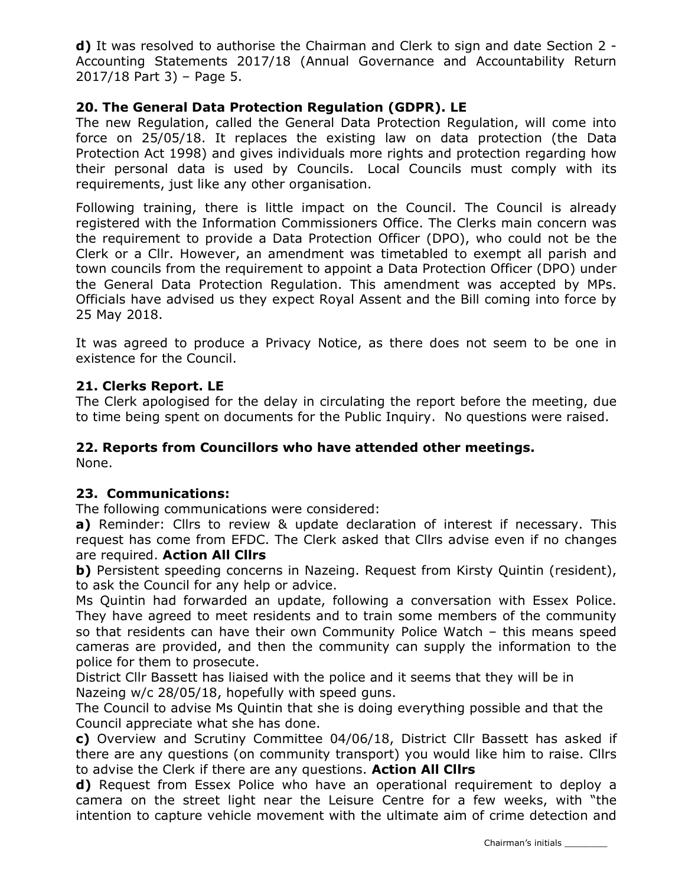**d)** It was resolved to authorise the Chairman and Clerk to sign and date Section 2 - Accounting Statements 2017/18 (Annual Governance and Accountability Return 2017/18 Part 3) – Page 5.

### 20. The General Data Protection Regulation (GDPR). LE

The new Regulation, called the General Data Protection Regulation, will come into force on 25/05/18. It replaces the existing law on data protection (the Data Protection Act 1998) and gives individuals more rights and protection regarding how their personal data is used by Councils. Local Councils must comply with its requirements, just like any other organisation.

Following training, there is little impact on the Council. The Council is already registered with the Information Commissioners Office. The Clerks main concern was the requirement to provide a Data Protection Officer (DPO), who could not be the Clerk or a Cllr. However, an amendment was timetabled to exempt all parish and town councils from the requirement to appoint a Data Protection Officer (DPO) under the General Data Protection Regulation. This amendment was accepted by MPs. Officials have advised us they expect Royal Assent and the Bill coming into force by 25 May 2018.

It was agreed to produce a Privacy Notice, as there does not seem to be one in existence for the Council.

### 21. Clerks Report. LE

The Clerk apologised for the delay in circulating the report before the meeting, due to time being spent on documents for the Public Inquiry. No questions were raised.

### 22. Reports from Councillors who have attended other meetings.

None.

### 23. Communications:

The following communications were considered:

**a)** Reminder: Cllrs to review & update declaration of interest if necessary. This request has come from EFDC. The Clerk asked that Cllrs advise even if no changes are required. **Action All Cllrs**

**b)** Persistent speeding concerns in Nazeing. Request from Kirsty Quintin (resident), to ask the Council for any help or advice.

Ms Quintin had forwarded an update, following a conversation with Essex Police. They have agreed to meet residents and to train some members of the community so that residents can have their own Community Police Watch – this means speed cameras are provided, and then the community can supply the information to the police for them to prosecute.

District Cllr Bassett has liaised with the police and it seems that they will be in Nazeing w/c 28/05/18, hopefully with speed guns.

The Council to advise Ms Quintin that she is doing everything possible and that the Council appreciate what she has done.

**c)** Overview and Scrutiny Committee 04/06/18, District Cllr Bassett has asked if there are any questions (on community transport) you would like him to raise. Cllrs to advise the Clerk if there are any questions. **Action All Cllrs**

**d)** Request from Essex Police who have an operational requirement to deploy a camera on the street light near the Leisure Centre for a few weeks, with "the intention to capture vehicle movement with the ultimate aim of crime detection and

Chairman's initials ________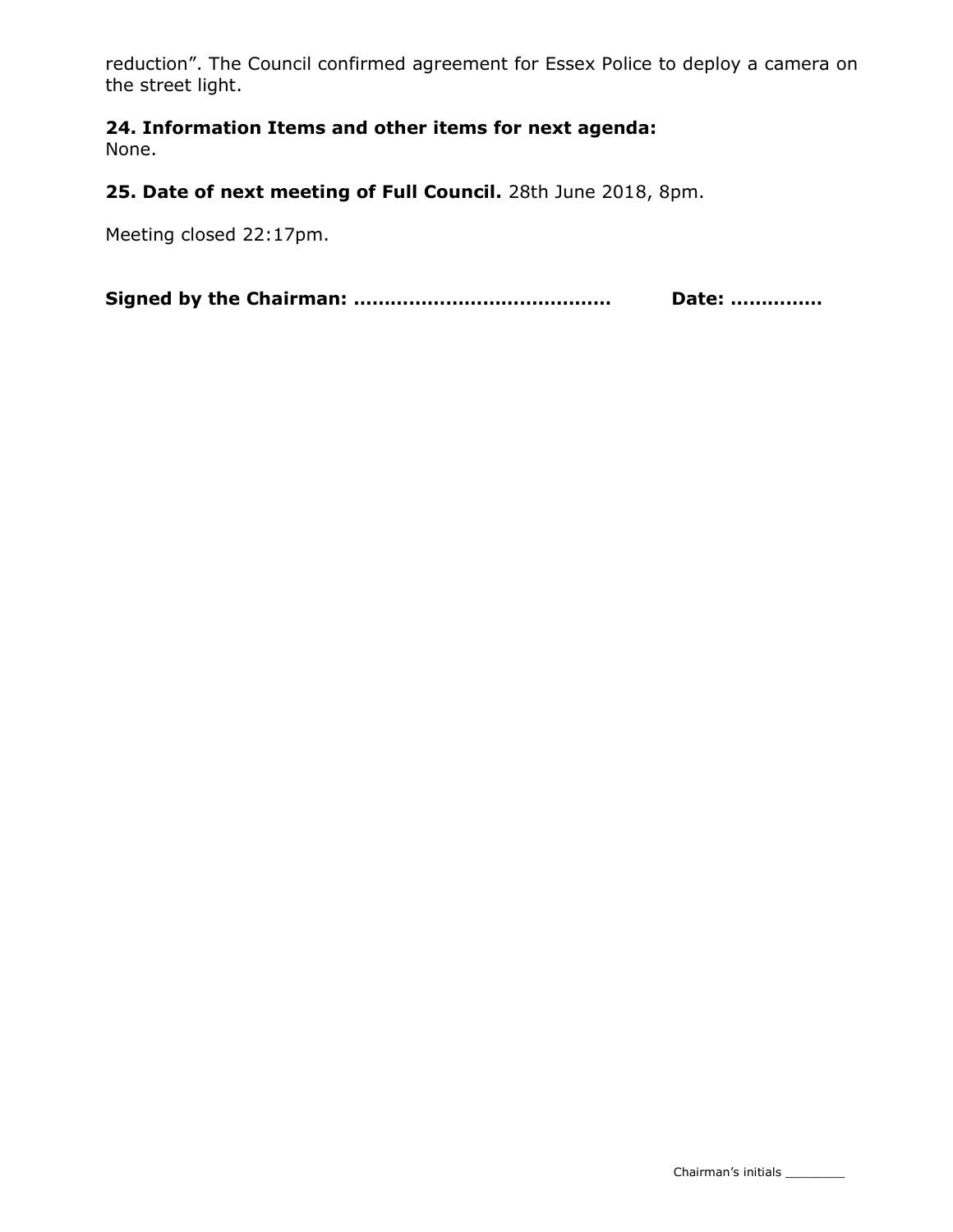reduction". The Council confirmed agreement for Essex Police to deploy a camera on the street light.

**24. Information Items and other items for next agenda:**
None.

**25. Date of next meeting of Full Council.** 28th June 2018, 8pm.

Meeting closed 22:17pm.

**Signed by the Chairman: ……………………………………  Date: ……………**

Chairman's initials ________